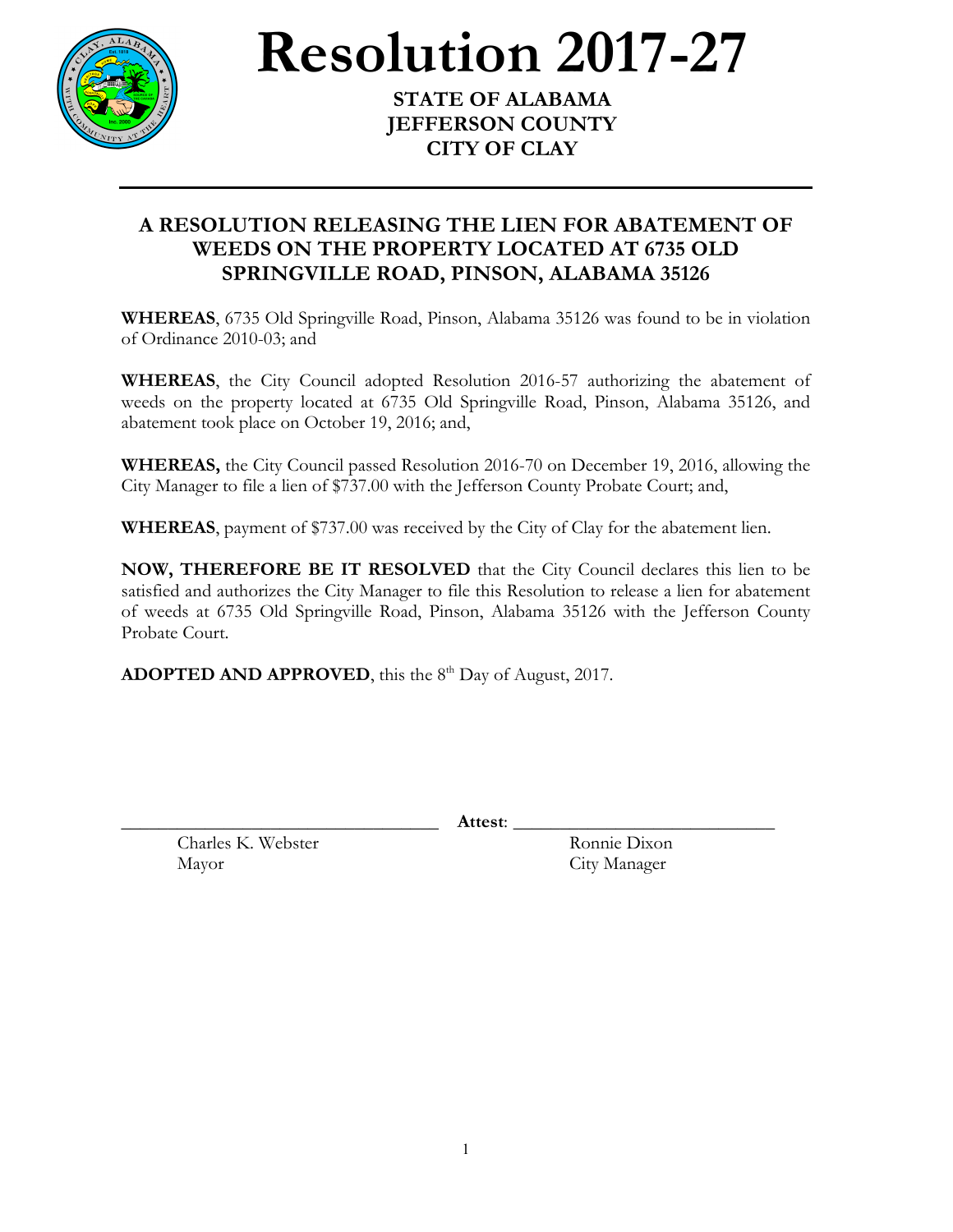# Resolution 2017-27

**STATE OF ALABAMA**
**JEFFERSON COUNTY**
**CITY OF CLAY**

---

## A RESOLUTION RELEASING THE LIEN FOR ABATEMENT OF WEEDS ON THE PROPERTY LOCATED AT 6735 OLD SPRINGVILLE ROAD, PINSON, ALABAMA 35126

**WHEREAS**, 6735 Old Springville Road, Pinson, Alabama 35126 was found to be in violation of Ordinance 2010-03; and

**WHEREAS**, the City Council adopted Resolution 2016-57 authorizing the abatement of weeds on the property located at 6735 Old Springville Road, Pinson, Alabama 35126, and abatement took place on October 19, 2016; and,

**WHEREAS,** the City Council passed Resolution 2016-70 on December 19, 2016, allowing the City Manager to file a lien of $737.00 with the Jefferson County Probate Court; and,

**WHEREAS**, payment of $737.00 was received by the City of Clay for the abatement lien.

**NOW, THEREFORE BE IT RESOLVED** that the City Council declares this lien to be satisfied and authorizes the City Manager to file this Resolution to release a lien for abatement of weeds at 6735 Old Springville Road, Pinson, Alabama 35126 with the Jefferson County Probate Court.

**ADOPTED AND APPROVED**, this the 8th Day of August, 2017.

\_\_\_\_\_\_\_\_\_\_\_\_\_\_\_\_\_\_\_\_\_\_\_\_\_\_\_\_\_\_\_\_\_\_
Charles K. Webster
Mayor

**Attest**: \_\_\_\_\_\_\_\_\_\_\_\_\_\_\_\_\_\_\_\_\_\_\_\_\_\_\_\_\_\_
Ronnie Dixon
City Manager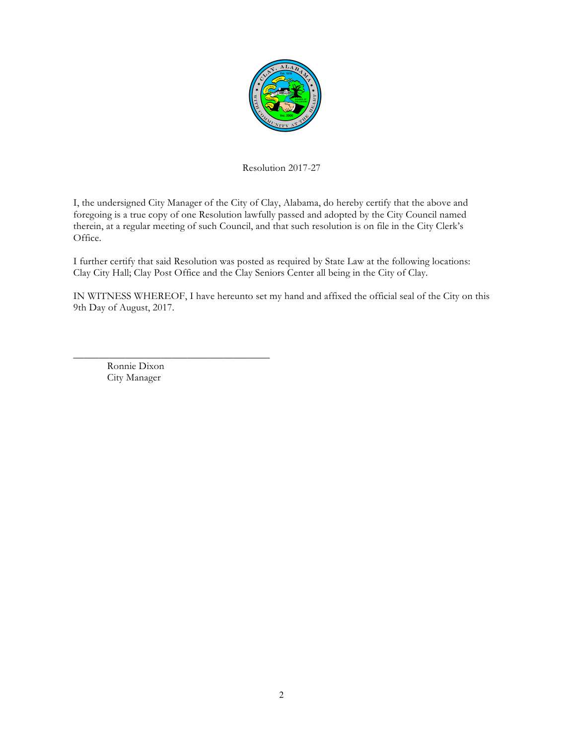Resolution 2017-27

I, the undersigned City Manager of the City of Clay, Alabama, do hereby certify that the above and foregoing is a true copy of one Resolution lawfully passed and adopted by the City Council named therein, at a regular meeting of such Council, and that such resolution is on file in the City Clerk's Office.

I further certify that said Resolution was posted as required by State Law at the following locations: Clay City Hall; Clay Post Office and the Clay Seniors Center all being in the City of Clay.

IN WITNESS WHEREOF, I have hereunto set my hand and affixed the official seal of the City on this 9th Day of August, 2017.

\_\_\_\_\_\_\_\_\_\_\_\_\_\_\_\_\_\_\_\_\_\_\_\_\_\_\_\_\_\_\_\_\_\_\_\_\_\_\_\_

Ronnie Dixon
City Manager